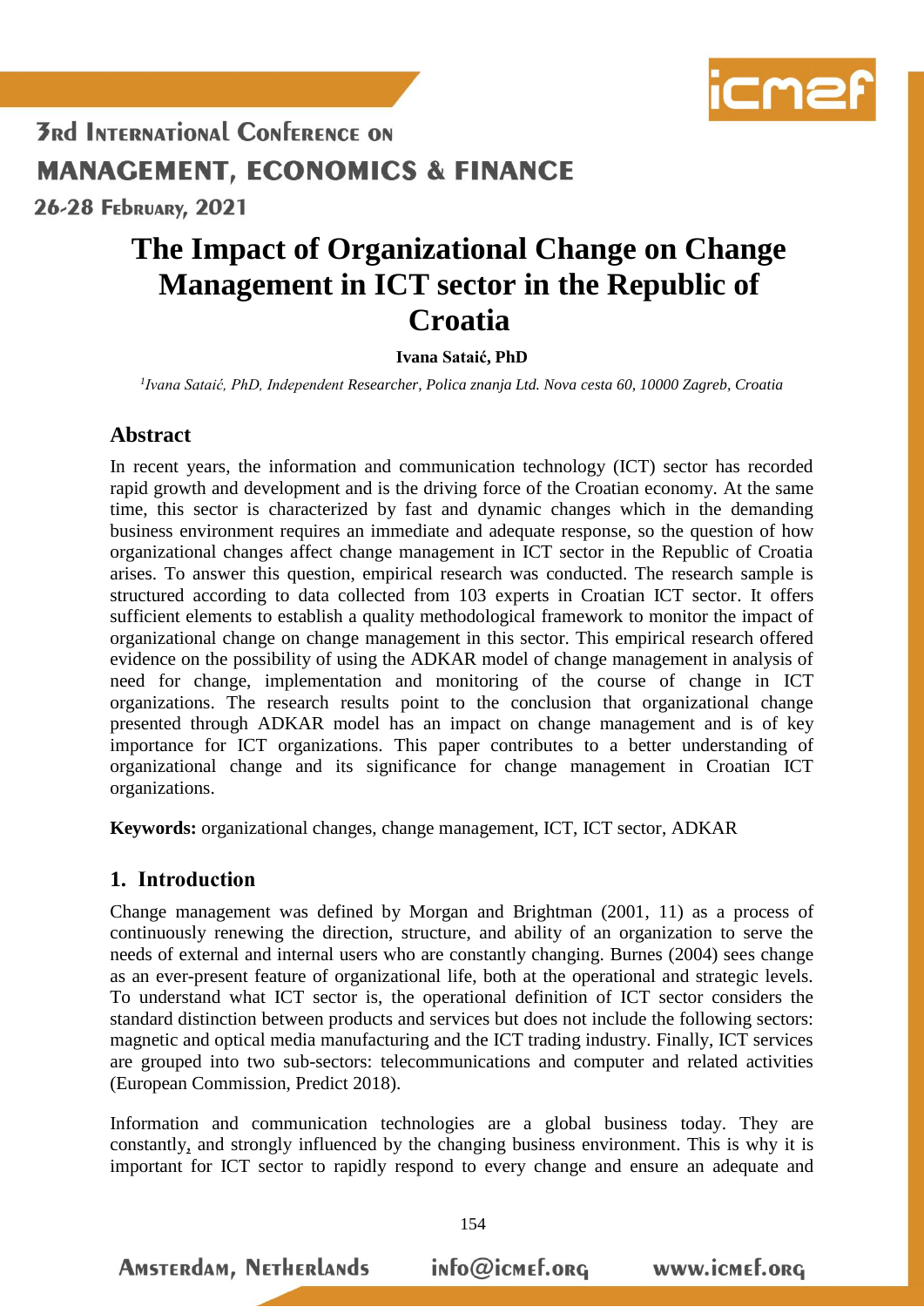# The Impact of Organizational Change on Change Management in ICT sector in the Republic of Croatia

**Ivana Sataić, PhD**

*[1]Ivana Sataić, PhD, Independent Researcher, Polica znanja Ltd. Nova cesta 60, 10000 Zagreb, Croatia*

## Abstract

In recent years, the information and communication technology (ICT) sector has recorded rapid growth and development and is the driving force of the Croatian economy. At the same time, this sector is characterized by fast and dynamic changes which in the demanding business environment requires an immediate and adequate response, so the question of how organizational changes affect change management in ICT sector in the Republic of Croatia arises. To answer this question, empirical research was conducted. The research sample is structured according to data collected from 103 experts in Croatian ICT sector. It offers sufficient elements to establish a quality methodological framework to monitor the impact of organizational change on change management in this sector. This empirical research offered evidence on the possibility of using the ADKAR model of change management in analysis of need for change, implementation and monitoring of the course of change in ICT organizations. The research results point to the conclusion that organizational change presented through ADKAR model has an impact on change management and is of key importance for ICT organizations. This paper contributes to a better understanding of organizational change and its significance for change management in Croatian ICT organizations.

**Keywords:** organizational changes, change management, ICT, ICT sector, ADKAR

## 1. Introduction

Change management was defined by Morgan and Brightman (2001, 11) as a process of continuously renewing the direction, structure, and ability of an organization to serve the needs of external and internal users who are constantly changing. Burnes (2004) sees change as an ever-present feature of organizational life, both at the operational and strategic levels. To understand what ICT sector is, the operational definition of ICT sector considers the standard distinction between products and services but does not include the following sectors: magnetic and optical media manufacturing and the ICT trading industry. Finally, ICT services are grouped into two sub-sectors: telecommunications and computer and related activities (European Commission, Predict 2018).

Information and communication technologies are a global business today. They are constantly, and strongly influenced by the changing business environment. This is why it is important for ICT sector to rapidly respond to every change and ensure an adequate and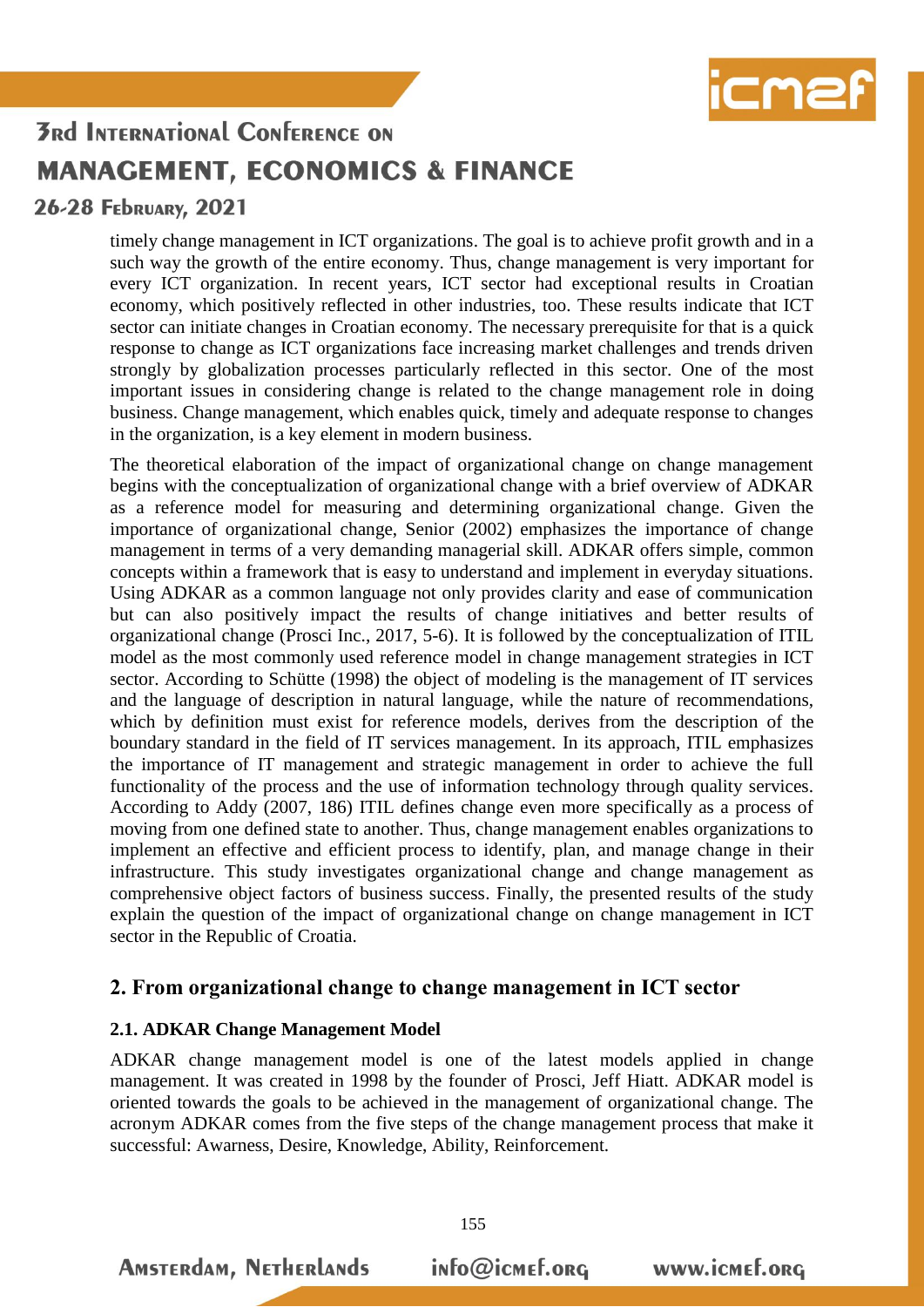timely change management in ICT organizations. The goal is to achieve profit growth and in a such way the growth of the entire economy. Thus, change management is very important for every ICT organization. In recent years, ICT sector had exceptional results in Croatian economy, which positively reflected in other industries, too. These results indicate that ICT sector can initiate changes in Croatian economy. The necessary prerequisite for that is a quick response to change as ICT organizations face increasing market challenges and trends driven strongly by globalization processes particularly reflected in this sector. One of the most important issues in considering change is related to the change management role in doing business. Change management, which enables quick, timely and adequate response to changes in the organization, is a key element in modern business.

The theoretical elaboration of the impact of organizational change on change management begins with the conceptualization of organizational change with a brief overview of ADKAR as a reference model for measuring and determining organizational change. Given the importance of organizational change, Senior (2002) emphasizes the importance of change management in terms of a very demanding managerial skill. ADKAR offers simple, common concepts within a framework that is easy to understand and implement in everyday situations. Using ADKAR as a common language not only provides clarity and ease of communication but can also positively impact the results of change initiatives and better results of organizational change (Prosci Inc., 2017, 5-6). It is followed by the conceptualization of ITIL model as the most commonly used reference model in change management strategies in ICT sector. According to Schütte (1998) the object of modeling is the management of IT services and the language of description in natural language, while the nature of recommendations, which by definition must exist for reference models, derives from the description of the boundary standard in the field of IT services management. In its approach, ITIL emphasizes the importance of IT management and strategic management in order to achieve the full functionality of the process and the use of information technology through quality services. According to Addy (2007, 186) ITIL defines change even more specifically as a process of moving from one defined state to another. Thus, change management enables organizations to implement an effective and efficient process to identify, plan, and manage change in their infrastructure. This study investigates organizational change and change management as comprehensive object factors of business success. Finally, the presented results of the study explain the question of the impact of organizational change on change management in ICT sector in the Republic of Croatia.

## 2. From organizational change to change management in ICT sector

### 2.1. ADKAR Change Management Model

ADKAR change management model is one of the latest models applied in change management. It was created in 1998 by the founder of Prosci, Jeff Hiatt. ADKAR model is oriented towards the goals to be achieved in the management of organizational change. The acronym ADKAR comes from the five steps of the change management process that make it successful: Awarness, Desire, Knowledge, Ability, Reinforcement.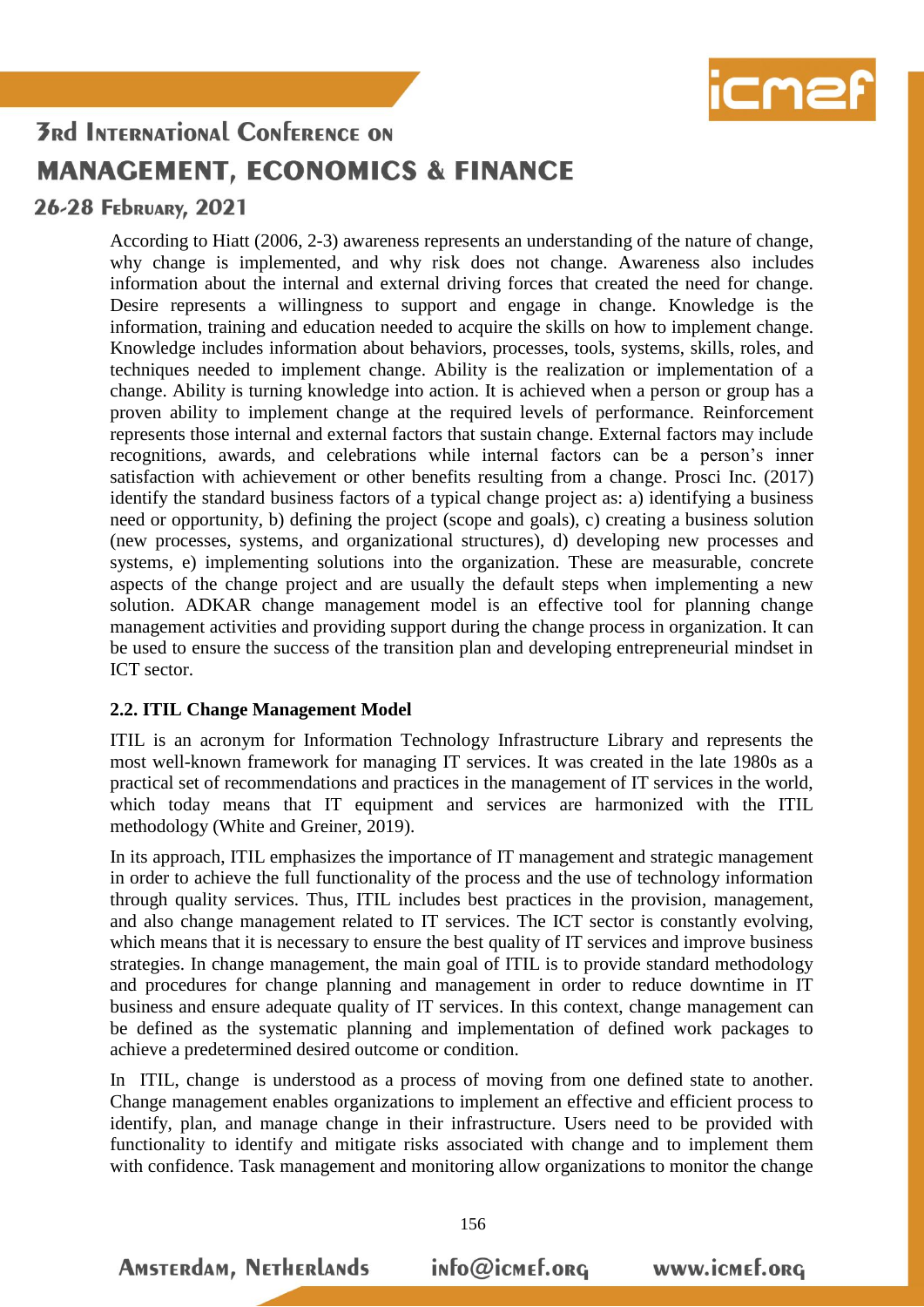According to Hiatt (2006, 2-3) awareness represents an understanding of the nature of change, why change is implemented, and why risk does not change. Awareness also includes information about the internal and external driving forces that created the need for change. Desire represents a willingness to support and engage in change. Knowledge is the information, training and education needed to acquire the skills on how to implement change. Knowledge includes information about behaviors, processes, tools, systems, skills, roles, and techniques needed to implement change. Ability is the realization or implementation of a change. Ability is turning knowledge into action. It is achieved when a person or group has a proven ability to implement change at the required levels of performance. Reinforcement represents those internal and external factors that sustain change. External factors may include recognitions, awards, and celebrations while internal factors can be a person's inner satisfaction with achievement or other benefits resulting from a change. Prosci Inc. (2017) identify the standard business factors of a typical change project as: a) identifying a business need or opportunity, b) defining the project (scope and goals), c) creating a business solution (new processes, systems, and organizational structures), d) developing new processes and systems, e) implementing solutions into the organization. These are measurable, concrete aspects of the change project and are usually the default steps when implementing a new solution. ADKAR change management model is an effective tool for planning change management activities and providing support during the change process in organization. It can be used to ensure the success of the transition plan and developing entrepreneurial mindset in ICT sector.

### 2.2. ITIL Change Management Model

ITIL is an acronym for Information Technology Infrastructure Library and represents the most well-known framework for managing IT services. It was created in the late 1980s as a practical set of recommendations and practices in the management of IT services in the world, which today means that IT equipment and services are harmonized with the ITIL methodology (White and Greiner, 2019).

In its approach, ITIL emphasizes the importance of IT management and strategic management in order to achieve the full functionality of the process and the use of technology information through quality services. Thus, ITIL includes best practices in the provision, management, and also change management related to IT services. The ICT sector is constantly evolving, which means that it is necessary to ensure the best quality of IT services and improve business strategies. In change management, the main goal of ITIL is to provide standard methodology and procedures for change planning and management in order to reduce downtime in IT business and ensure adequate quality of IT services. In this context, change management can be defined as the systematic planning and implementation of defined work packages to achieve a predetermined desired outcome or condition.

In ITIL, change is understood as a process of moving from one defined state to another. Change management enables organizations to implement an effective and efficient process to identify, plan, and manage change in their infrastructure. Users need to be provided with functionality to identify and mitigate risks associated with change and to implement them with confidence. Task management and monitoring allow organizations to monitor the change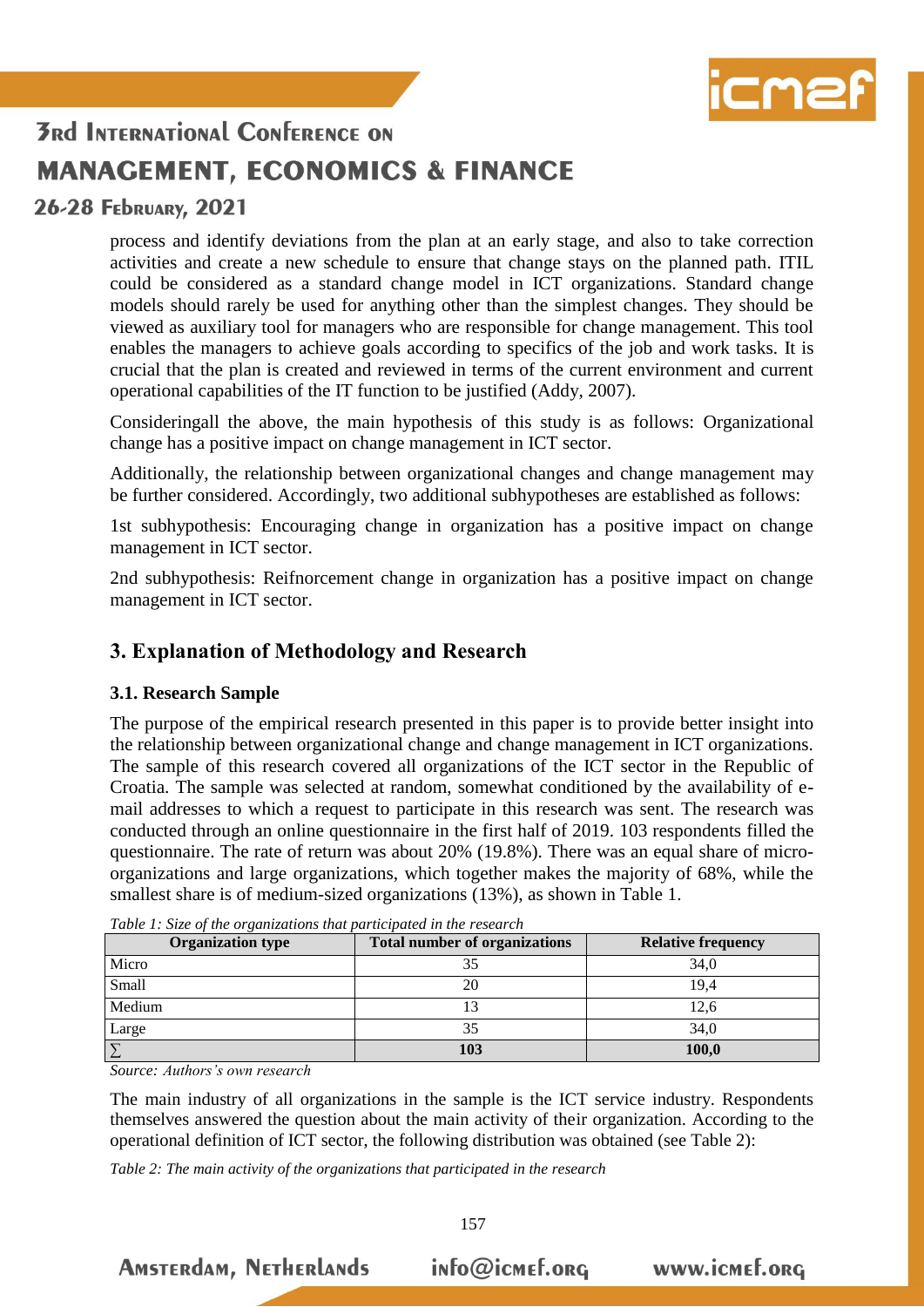process and identify deviations from the plan at an early stage, and also to take correction activities and create a new schedule to ensure that change stays on the planned path. ITIL could be considered as a standard change model in ICT organizations. Standard change models should rarely be used for anything other than the simplest changes. They should be viewed as auxiliary tool for managers who are responsible for change management. This tool enables the managers to achieve goals according to specifics of the job and work tasks. It is crucial that the plan is created and reviewed in terms of the current environment and current operational capabilities of the IT function to be justified (Addy, 2007).

Consideringall the above, the main hypothesis of this study is as follows: Organizational change has a positive impact on change management in ICT sector.

Additionally, the relationship between organizational changes and change management may be further considered. Accordingly, two additional subhypotheses are established as follows:

1st subhypothesis: Encouraging change in organization has a positive impact on change management in ICT sector.

2nd subhypothesis: Reifnorcement change in organization has a positive impact on change management in ICT sector.

## 3. Explanation of Methodology and Research

### 3.1. Research Sample

The purpose of the empirical research presented in this paper is to provide better insight into the relationship between organizational change and change management in ICT organizations. The sample of this research covered all organizations of the ICT sector in the Republic of Croatia. The sample was selected at random, somewhat conditioned by the availability of e-mail addresses to which a request to participate in this research was sent. The research was conducted through an online questionnaire in the first half of 2019. 103 respondents filled the questionnaire. The rate of return was about 20% (19.8%). There was an equal share of micro-organizations and large organizations, which together makes the majority of 68%, while the smallest share is of medium-sized organizations (13%), as shown in Table 1.

*Table 1: Size of the organizations that participated in the research*

| Organization type | Total number of organizations | Relative frequency |
|---|---|---|
| Micro | 35 | 34,0 |
| Small | 20 | 19,4 |
| Medium | 13 | 12,6 |
| Large | 35 | 34,0 |
| ∑ | **103** | **100,0** |

*Source: Authors's own research*

The main industry of all organizations in the sample is the ICT service industry. Respondents themselves answered the question about the main activity of their organization. According to the operational definition of ICT sector, the following distribution was obtained (see Table 2):

*Table 2: The main activity of the organizations that participated in the research*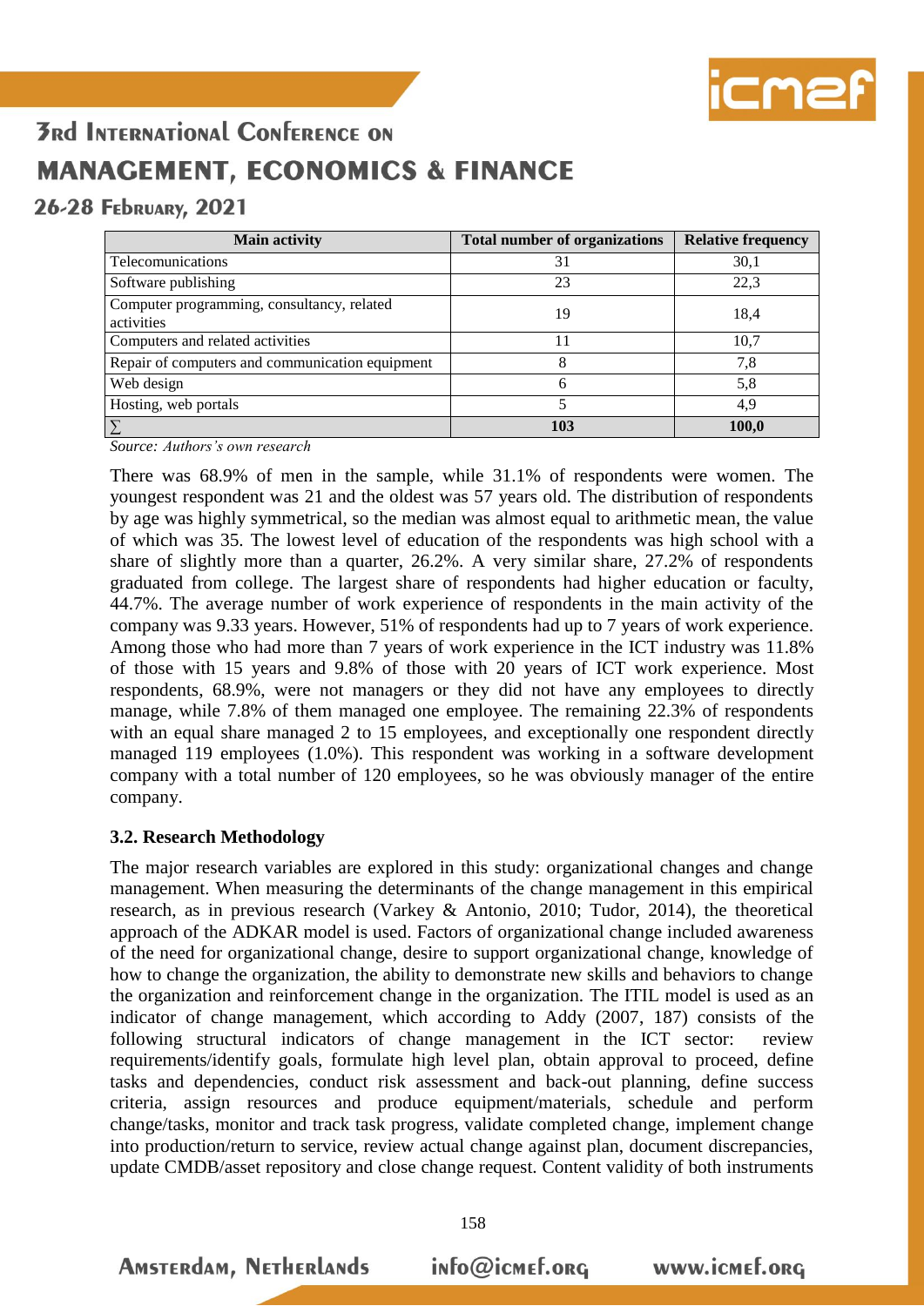| Main activity | Total number of organizations | Relative frequency |
|---|---|---|
| Telecomunications | 31 | 30,1 |
| Software publishing | 23 | 22,3 |
| Computer programming, consultancy, related activities | 19 | 18,4 |
| Computers and related activities | 11 | 10,7 |
| Repair of computers and communication equipment | 8 | 7,8 |
| Web design | 6 | 5,8 |
| Hosting, web portals | 5 | 4,9 |
| ∑ | **103** | **100,0** |

*Source: Authors's own research*

There was 68.9% of men in the sample, while 31.1% of respondents were women. The youngest respondent was 21 and the oldest was 57 years old. The distribution of respondents by age was highly symmetrical, so the median was almost equal to arithmetic mean, the value of which was 35. The lowest level of education of the respondents was high school with a share of slightly more than a quarter, 26.2%. A very similar share, 27.2% of respondents graduated from college. The largest share of respondents had higher education or faculty, 44.7%. The average number of work experience of respondents in the main activity of the company was 9.33 years. However, 51% of respondents had up to 7 years of work experience. Among those who had more than 7 years of work experience in the ICT industry was 11.8% of those with 15 years and 9.8% of those with 20 years of ICT work experience. Most respondents, 68.9%, were not managers or they did not have any employees to directly manage, while 7.8% of them managed one employee. The remaining 22.3% of respondents with an equal share managed 2 to 15 employees, and exceptionally one respondent directly managed 119 employees (1.0%). This respondent was working in a software development company with a total number of 120 employees, so he was obviously manager of the entire company.

### 3.2. Research Methodology

The major research variables are explored in this study: organizational changes and change management. When measuring the determinants of the change management in this empirical research, as in previous research (Varkey & Antonio, 2010; Tudor, 2014), the theoretical approach of the ADKAR model is used. Factors of organizational change included awareness of the need for organizational change, desire to support organizational change, knowledge of how to change the organization, the ability to demonstrate new skills and behaviors to change the organization and reinforcement change in the organization. The ITIL model is used as an indicator of change management, which according to Addy (2007, 187) consists of the following structural indicators of change management in the ICT sector: review requirements/identify goals, formulate high level plan, obtain approval to proceed, define tasks and dependencies, conduct risk assessment and back-out planning, define success criteria, assign resources and produce equipment/materials, schedule and perform change/tasks, monitor and track task progress, validate completed change, implement change into production/return to service, review actual change against plan, document discrepancies, update CMDB/asset repository and close change request. Content validity of both instruments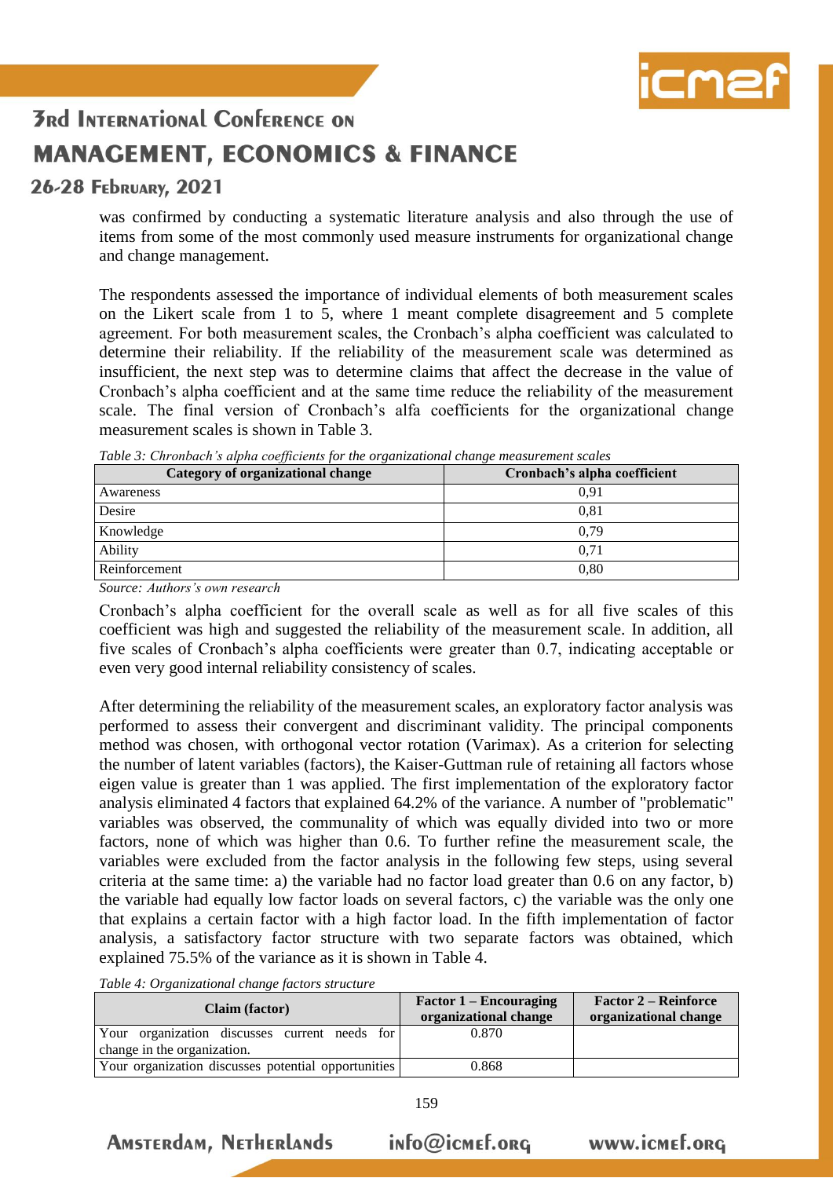was confirmed by conducting a systematic literature analysis and also through the use of items from some of the most commonly used measure instruments for organizational change and change management.

The respondents assessed the importance of individual elements of both measurement scales on the Likert scale from 1 to 5, where 1 meant complete disagreement and 5 complete agreement. For both measurement scales, the Cronbach's alpha coefficient was calculated to determine their reliability. If the reliability of the measurement scale was determined as insufficient, the next step was to determine claims that affect the decrease in the value of Cronbach's alpha coefficient and at the same time reduce the reliability of the measurement scale. The final version of Cronbach's alfa coefficients for the organizational change measurement scales is shown in Table 3.

*Table 3: Chronbach's alpha coefficients for the organizational change measurement scales*

| Category of organizational change | Cronbach's alpha coefficient |
|---|---|
| Awareness | 0,91 |
| Desire | 0,81 |
| Knowledge | 0,79 |
| Ability | 0,71 |
| Reinforcement | 0,80 |

*Source: Authors's own research*

Cronbach's alpha coefficient for the overall scale as well as for all five scales of this coefficient was high and suggested the reliability of the measurement scale. In addition, all five scales of Cronbach's alpha coefficients were greater than 0.7, indicating acceptable or even very good internal reliability consistency of scales.

After determining the reliability of the measurement scales, an exploratory factor analysis was performed to assess their convergent and discriminant validity. The principal components method was chosen, with orthogonal vector rotation (Varimax). As a criterion for selecting the number of latent variables (factors), the Kaiser-Guttman rule of retaining all factors whose eigen value is greater than 1 was applied. The first implementation of the exploratory factor analysis eliminated 4 factors that explained 64.2% of the variance. A number of "problematic" variables was observed, the communality of which was equally divided into two or more factors, none of which was higher than 0.6. To further refine the measurement scale, the variables were excluded from the factor analysis in the following few steps, using several criteria at the same time: a) the variable had no factor load greater than 0.6 on any factor, b) the variable had equally low factor loads on several factors, c) the variable was the only one that explains a certain factor with a high factor load. In the fifth implementation of factor analysis, a satisfactory factor structure with two separate factors was obtained, which explained 75.5% of the variance as it is shown in Table 4.

*Table 4: Organizational change factors structure*

| Claim (factor) | Factor 1 – Encouraging organizational change | Factor 2 – Reinforce organizational change |
|---|---|---|
| Your organization discusses current needs for change in the organization. | 0.870 | |
| Your organization discusses potential opportunities | 0.868 | |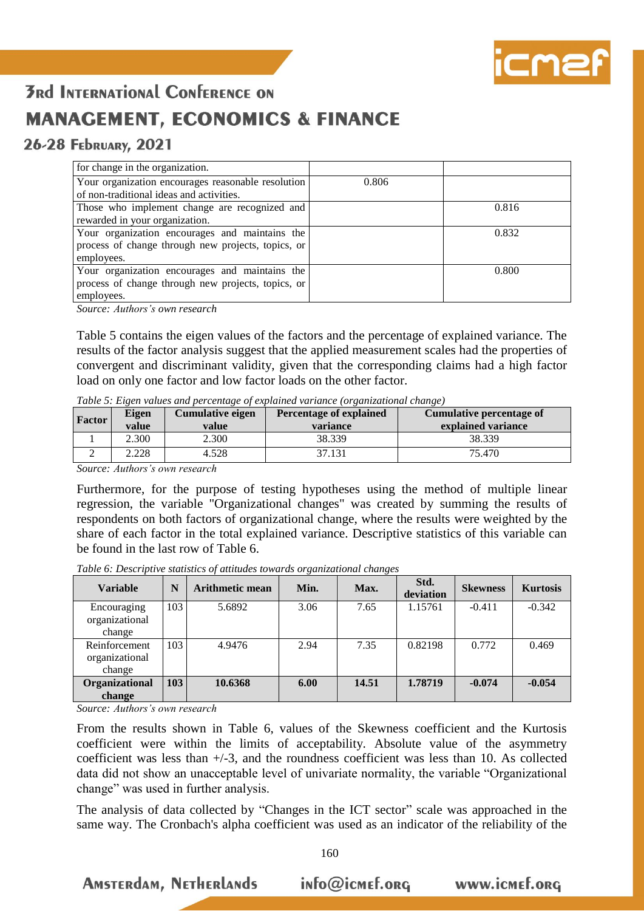| | | |
|---|---|---|
| for change in the organization. | | |
| Your organization encourages reasonable resolution of non-traditional ideas and activities. | 0.806 | |
| Those who implement change are recognized and rewarded in your organization. | | 0.816 |
| Your organization encourages and maintains the process of change through new projects, topics, or employees. | | 0.832 |
| Your organization encourages and maintains the process of change through new projects, topics, or employees. | | 0.800 |

*Source: Authors's own research*

Table 5 contains the eigen values of the factors and the percentage of explained variance. The results of the factor analysis suggest that the applied measurement scales had the properties of convergent and discriminant validity, given that the corresponding claims had a high factor load on only one factor and low factor loads on the other factor.

*Table 5: Eigen values and percentage of explained variance (organizational change)*

| Factor | Eigen value | Cumulative eigen value | Percentage of explained variance | Cumulative percentage of explained variance |
|---|---|---|---|---|
| 1 | 2.300 | 2.300 | 38.339 | 38.339 |
| 2 | 2.228 | 4.528 | 37.131 | 75.470 |

*Source: Authors's own research*

Furthermore, for the purpose of testing hypotheses using the method of multiple linear regression, the variable "Organizational changes" was created by summing the results of respondents on both factors of organizational change, where the results were weighted by the share of each factor in the total explained variance. Descriptive statistics of this variable can be found in the last row of Table 6.

*Table 6: Descriptive statistics of attitudes towards organizational changes*

| Variable | N | Arithmetic mean | Min. | Max. | Std. deviation | Skewness | Kurtosis |
|---|---|---|---|---|---|---|---|
| Encouraging organizational change | 103 | 5.6892 | 3.06 | 7.65 | 1.15761 | -0.411 | -0.342 |
| Reinforcement organizational change | 103 | 4.9476 | 2.94 | 7.35 | 0.82198 | 0.772 | 0.469 |
| **Organizational change** | **103** | **10.6368** | **6.00** | **14.51** | **1.78719** | **-0.074** | **-0.054** |

*Source: Authors's own research*

From the results shown in Table 6, values of the Skewness coefficient and the Kurtosis coefficient were within the limits of acceptability. Absolute value of the asymmetry coefficient was less than +/-3, and the roundness coefficient was less than 10. As collected data did not show an unacceptable level of univariate normality, the variable "Organizational change" was used in further analysis.

The analysis of data collected by "Changes in the ICT sector" scale was approached in the same way. The Cronbach's alpha coefficient was used as an indicator of the reliability of the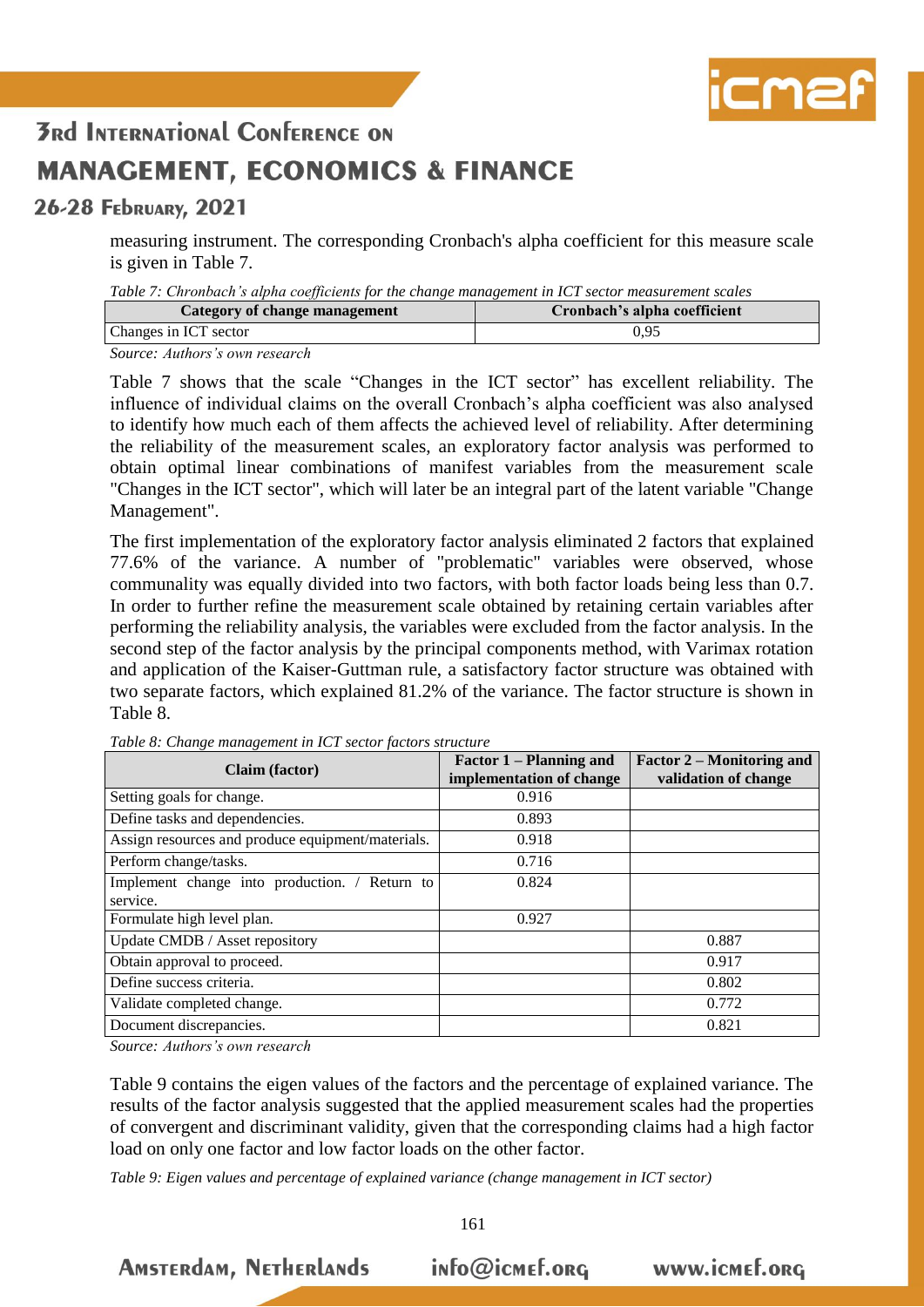measuring instrument. The corresponding Cronbach's alpha coefficient for this measure scale is given in Table 7.

*Table 7: Chronbach's alpha coefficients for the change management in ICT sector measurement scales*

| Category of change management | Cronbach's alpha coefficient |
|---|---|
| Changes in ICT sector | 0,95 |

*Source: Authors's own research*

Table 7 shows that the scale "Changes in the ICT sector" has excellent reliability. The influence of individual claims on the overall Cronbach's alpha coefficient was also analysed to identify how much each of them affects the achieved level of reliability. After determining the reliability of the measurement scales, an exploratory factor analysis was performed to obtain optimal linear combinations of manifest variables from the measurement scale "Changes in the ICT sector", which will later be an integral part of the latent variable "Change Management".

The first implementation of the exploratory factor analysis eliminated 2 factors that explained 77.6% of the variance. A number of "problematic" variables were observed, whose communality was equally divided into two factors, with both factor loads being less than 0.7. In order to further refine the measurement scale obtained by retaining certain variables after performing the reliability analysis, the variables were excluded from the factor analysis. In the second step of the factor analysis by the principal components method, with Varimax rotation and application of the Kaiser-Guttman rule, a satisfactory factor structure was obtained with two separate factors, which explained 81.2% of the variance. The factor structure is shown in Table 8.

*Table 8: Change management in ICT sector factors structure*

| Claim (factor) | Factor 1 – Planning and implementation of change | Factor 2 – Monitoring and validation of change |
|---|---|---|
| Setting goals for change. | 0.916 | |
| Define tasks and dependencies. | 0.893 | |
| Assign resources and produce equipment/materials. | 0.918 | |
| Perform change/tasks. | 0.716 | |
| Implement change into production. / Return to service. | 0.824 | |
| Formulate high level plan. | 0.927 | |
| Update CMDB / Asset repository | | 0.887 |
| Obtain approval to proceed. | | 0.917 |
| Define success criteria. | | 0.802 |
| Validate completed change. | | 0.772 |
| Document discrepancies. | | 0.821 |

*Source: Authors's own research*

Table 9 contains the eigen values of the factors and the percentage of explained variance. The results of the factor analysis suggested that the applied measurement scales had the properties of convergent and discriminant validity, given that the corresponding claims had a high factor load on only one factor and low factor loads on the other factor.

*Table 9: Eigen values and percentage of explained variance (change management in ICT sector)*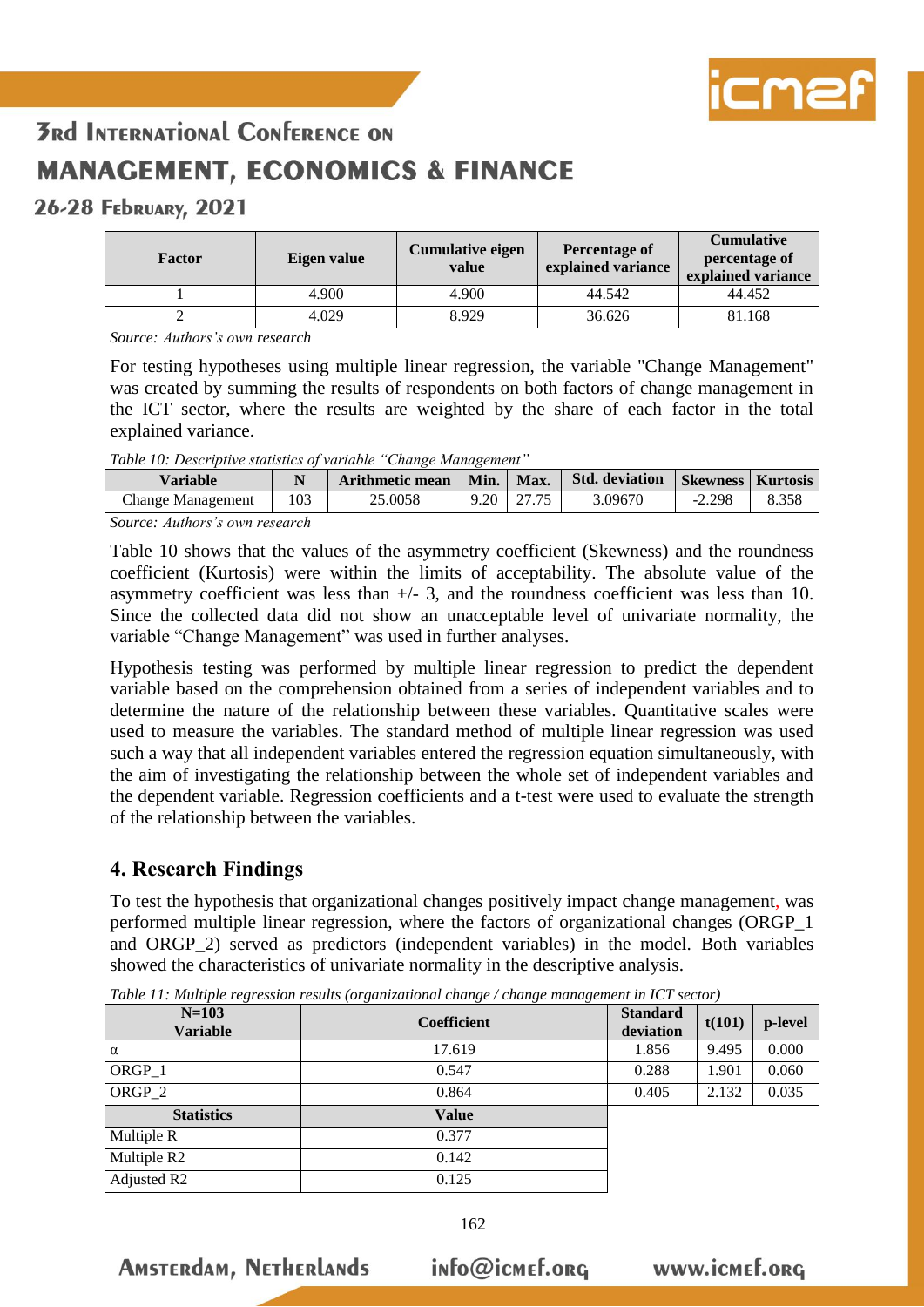| Factor | Eigen value | Cumulative eigen value | Percentage of explained variance | Cumulative percentage of explained variance |
|---|---|---|---|---|
| 1 | 4.900 | 4.900 | 44.542 | 44.452 |
| 2 | 4.029 | 8.929 | 36.626 | 81.168 |

*Source: Authors's own research*

For testing hypotheses using multiple linear regression, the variable "Change Management" was created by summing the results of respondents on both factors of change management in the ICT sector, where the results are weighted by the share of each factor in the total explained variance.

*Table 10: Descriptive statistics of variable "Change Management"*

| Variable | N | Arithmetic mean | Min. | Max. | Std. deviation | Skewness | Kurtosis |
|---|---|---|---|---|---|---|---|
| Change Management | 103 | 25.0058 | 9.20 | 27.75 | 3.09670 | -2.298 | 8.358 |

*Source: Authors's own research*

Table 10 shows that the values of the asymmetry coefficient (Skewness) and the roundness coefficient (Kurtosis) were within the limits of acceptability. The absolute value of the asymmetry coefficient was less than +/- 3, and the roundness coefficient was less than 10. Since the collected data did not show an unacceptable level of univariate normality, the variable "Change Management" was used in further analyses.

Hypothesis testing was performed by multiple linear regression to predict the dependent variable based on the comprehension obtained from a series of independent variables and to determine the nature of the relationship between these variables. Quantitative scales were used to measure the variables. The standard method of multiple linear regression was used such a way that all independent variables entered the regression equation simultaneously, with the aim of investigating the relationship between the whole set of independent variables and the dependent variable. Regression coefficients and a t-test were used to evaluate the strength of the relationship between the variables.

## 4. Research Findings

To test the hypothesis that organizational changes positively impact change management, was performed multiple linear regression, where the factors of organizational changes (ORGP_1 and ORGP_2) served as predictors (independent variables) in the model. Both variables showed the characteristics of univariate normality in the descriptive analysis.

*Table 11: Multiple regression results (organizational change / change management in ICT sector)*

| N=103 Variable | Coefficient | Standard deviation | t(101) | p-level |
|---|---|---|---|---|
| α | 17.619 | 1.856 | 9.495 | 0.000 |
| ORGP_1 | 0.547 | 0.288 | 1.901 | 0.060 |
| ORGP_2 | 0.864 | 0.405 | 2.132 | 0.035 |
| **Statistics** | **Value** | | | |
| Multiple R | 0.377 | | | |
| Multiple R2 | 0.142 | | | |
| Adjusted R2 | 0.125 | | | |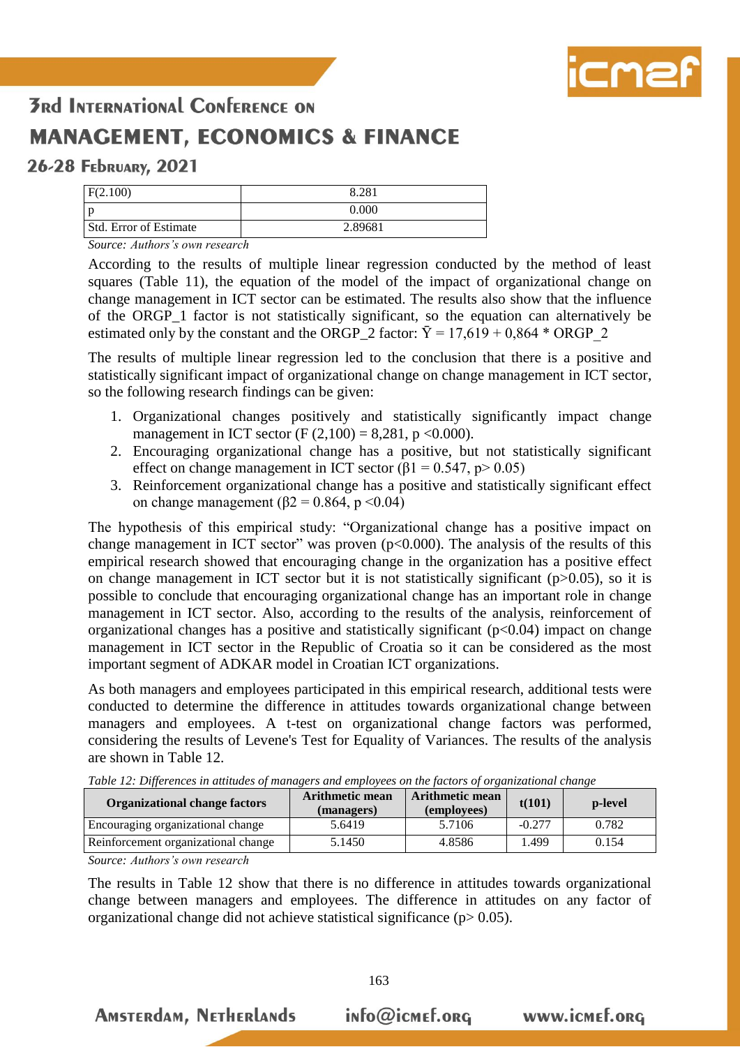| | |
|---|---|
| F(2.100) | 8.281 |
| p | 0.000 |
| Std. Error of Estimate | 2.89681 |

*Source: Authors's own research*

According to the results of multiple linear regression conducted by the method of least squares (Table 11), the equation of the model of the impact of organizational change on change management in ICT sector can be estimated. The results also show that the influence of the ORGP_1 factor is not statistically significant, so the equation can alternatively be estimated only by the constant and the ORGP_2 factor: $\bar{Y} = 17{,}619 + 0{,}864 * ORGP\_2$

The results of multiple linear regression led to the conclusion that there is a positive and statistically significant impact of organizational change on change management in ICT sector, so the following research findings can be given:

1. Organizational changes positively and statistically significantly impact change management in ICT sector ($F(2{,}100) = 8{,}281$, $p < 0.000$).
2. Encouraging organizational change has a positive, but not statistically significant effect on change management in ICT sector ($\beta 1 = 0.547$, $p > 0.05$)
3. Reinforcement organizational change has a positive and statistically significant effect on change management ($\beta 2 = 0.864$, $p < 0.04$)

The hypothesis of this empirical study: "Organizational change has a positive impact on change management in ICT sector" was proven ($p<0.000$). The analysis of the results of this empirical research showed that encouraging change in the organization has a positive effect on change management in ICT sector but it is not statistically significant ($p>0.05$), so it is possible to conclude that encouraging organizational change has an important role in change management in ICT sector. Also, according to the results of the analysis, reinforcement of organizational changes has a positive and statistically significant ($p<0.04$) impact on change management in ICT sector in the Republic of Croatia so it can be considered as the most important segment of ADKAR model in Croatian ICT organizations.

As both managers and employees participated in this empirical research, additional tests were conducted to determine the difference in attitudes towards organizational change between managers and employees. A t-test on organizational change factors was performed, considering the results of Levene's Test for Equality of Variances. The results of the analysis are shown in Table 12.

*Table 12: Differences in attitudes of managers and employees on the factors of organizational change*

| Organizational change factors | Arithmetic mean (managers) | Arithmetic mean (employees) | t(101) | p-level |
|---|---|---|---|---|
| Encouraging organizational change | 5.6419 | 5.7106 | -0.277 | 0.782 |
| Reinforcement organizational change | 5.1450 | 4.8586 | 1.499 | 0.154 |

*Source: Authors's own research*

The results in Table 12 show that there is no difference in attitudes towards organizational change between managers and employees. The difference in attitudes on any factor of organizational change did not achieve statistical significance ($p> 0.05$).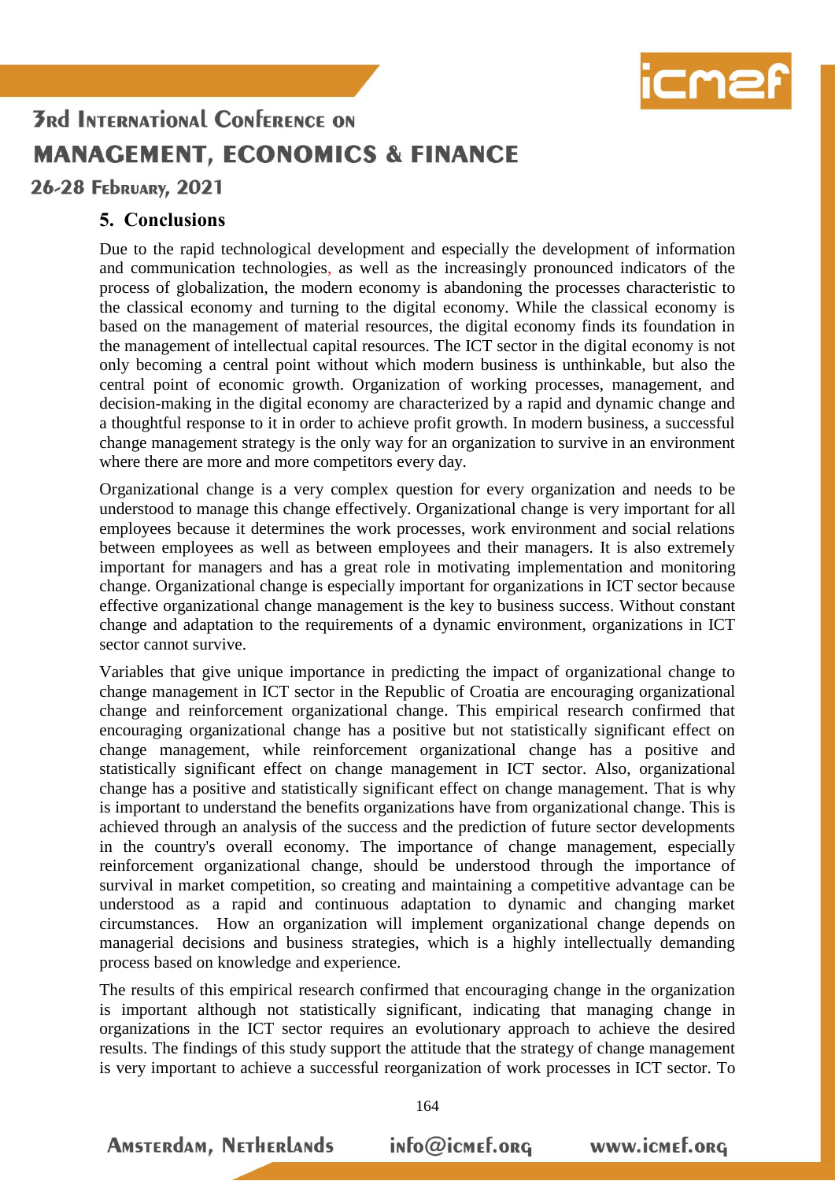## 5. Conclusions

Due to the rapid technological development and especially the development of information and communication technologies, as well as the increasingly pronounced indicators of the process of globalization, the modern economy is abandoning the processes characteristic to the classical economy and turning to the digital economy. While the classical economy is based on the management of material resources, the digital economy finds its foundation in the management of intellectual capital resources. The ICT sector in the digital economy is not only becoming a central point without which modern business is unthinkable, but also the central point of economic growth. Organization of working processes, management, and decision-making in the digital economy are characterized by a rapid and dynamic change and a thoughtful response to it in order to achieve profit growth. In modern business, a successful change management strategy is the only way for an organization to survive in an environment where there are more and more competitors every day.

Organizational change is a very complex question for every organization and needs to be understood to manage this change effectively. Organizational change is very important for all employees because it determines the work processes, work environment and social relations between employees as well as between employees and their managers. It is also extremely important for managers and has a great role in motivating implementation and monitoring change. Organizational change is especially important for organizations in ICT sector because effective organizational change management is the key to business success. Without constant change and adaptation to the requirements of a dynamic environment, organizations in ICT sector cannot survive.

Variables that give unique importance in predicting the impact of organizational change to change management in ICT sector in the Republic of Croatia are encouraging organizational change and reinforcement organizational change. This empirical research confirmed that encouraging organizational change has a positive but not statistically significant effect on change management, while reinforcement organizational change has a positive and statistically significant effect on change management in ICT sector. Also, organizational change has a positive and statistically significant effect on change management. That is why is important to understand the benefits organizations have from organizational change. This is achieved through an analysis of the success and the prediction of future sector developments in the country's overall economy. The importance of change management, especially reinforcement organizational change, should be understood through the importance of survival in market competition, so creating and maintaining a competitive advantage can be understood as a rapid and continuous adaptation to dynamic and changing market circumstances. How an organization will implement organizational change depends on managerial decisions and business strategies, which is a highly intellectually demanding process based on knowledge and experience.

The results of this empirical research confirmed that encouraging change in the organization is important although not statistically significant, indicating that managing change in organizations in the ICT sector requires an evolutionary approach to achieve the desired results. The findings of this study support the attitude that the strategy of change management is very important to achieve a successful reorganization of work processes in ICT sector. To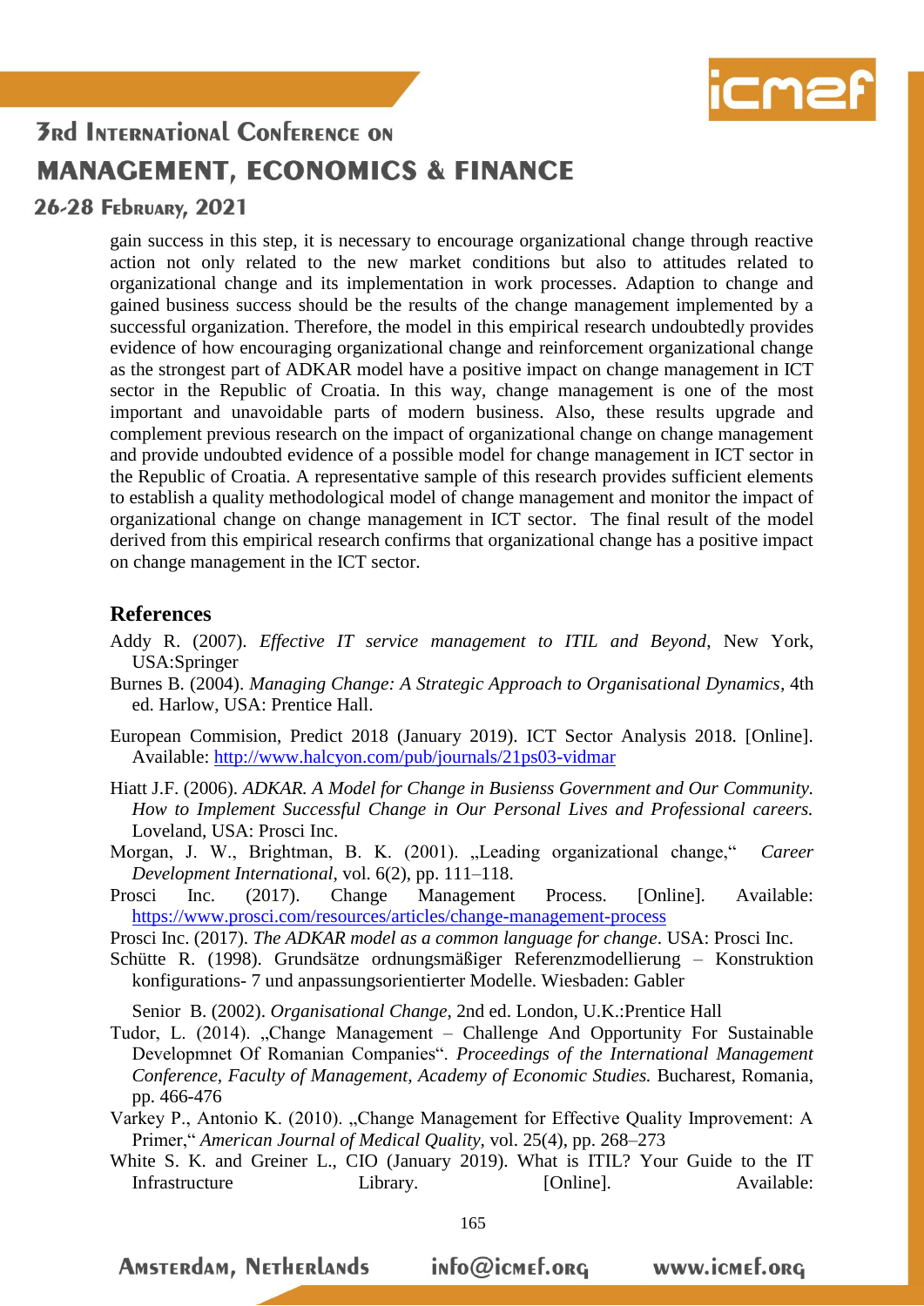gain success in this step, it is necessary to encourage organizational change through reactive action not only related to the new market conditions but also to attitudes related to organizational change and its implementation in work processes. Adaption to change and gained business success should be the results of the change management implemented by a successful organization. Therefore, the model in this empirical research undoubtedly provides evidence of how encouraging organizational change and reinforcement organizational change as the strongest part of ADKAR model have a positive impact on change management in ICT sector in the Republic of Croatia. In this way, change management is one of the most important and unavoidable parts of modern business. Also, these results upgrade and complement previous research on the impact of organizational change on change management and provide undoubted evidence of a possible model for change management in ICT sector in the Republic of Croatia. A representative sample of this research provides sufficient elements to establish a quality methodological model of change management and monitor the impact of organizational change on change management in ICT sector. The final result of the model derived from this empirical research confirms that organizational change has a positive impact on change management in the ICT sector.

## References

Addy R. (2007). *Effective IT service management to ITIL and Beyond*, New York, USA:Springer

Burnes B. (2004). *Managing Change: A Strategic Approach to Organisational Dynamics*, 4th ed. Harlow, USA: Prentice Hall.

European Commision, Predict 2018 (January 2019). ICT Sector Analysis 2018. [Online]. Available: http://www.halcyon.com/pub/journals/21ps03-vidmar

Hiatt J.F. (2006). *ADKAR. A Model for Change in Busienss Government and Our Community. How to Implement Successful Change in Our Personal Lives and Professional careers.* Loveland, USA: Prosci Inc.

Morgan, J. W., Brightman, B. K. (2001). „Leading organizational change," *Career Development International*, vol. 6(2), pp. 111–118.

Prosci Inc. (2017). Change Management Process. [Online]. Available: https://www.prosci.com/resources/articles/change-management-process

Prosci Inc. (2017). *The ADKAR model as a common language for change*. USA: Prosci Inc.

Schütte R. (1998). Grundsätze ordnungsmäßiger Referenzmodellierung – Konstruktion konfigurations- 7 und anpassungsorientierter Modelle. Wiesbaden: Gabler

Senior B. (2002). *Organisational Change*, 2nd ed. London, U.K.:Prentice Hall

Tudor, L. (2014). „Change Management – Challenge And Opportunity For Sustainable Developmnet Of Romanian Companies". *Proceedings of the International Management Conference, Faculty of Management, Academy of Economic Studies.* Bucharest, Romania, pp. 466-476

Varkey P., Antonio K. (2010). „Change Management for Effective Quality Improvement: A Primer," *American Journal of Medical Quality*, vol. 25(4), pp. 268–273

White S. K. and Greiner L., CIO (January 2019). What is ITIL? Your Guide to the IT Infrastructure Library. [Online]. Available: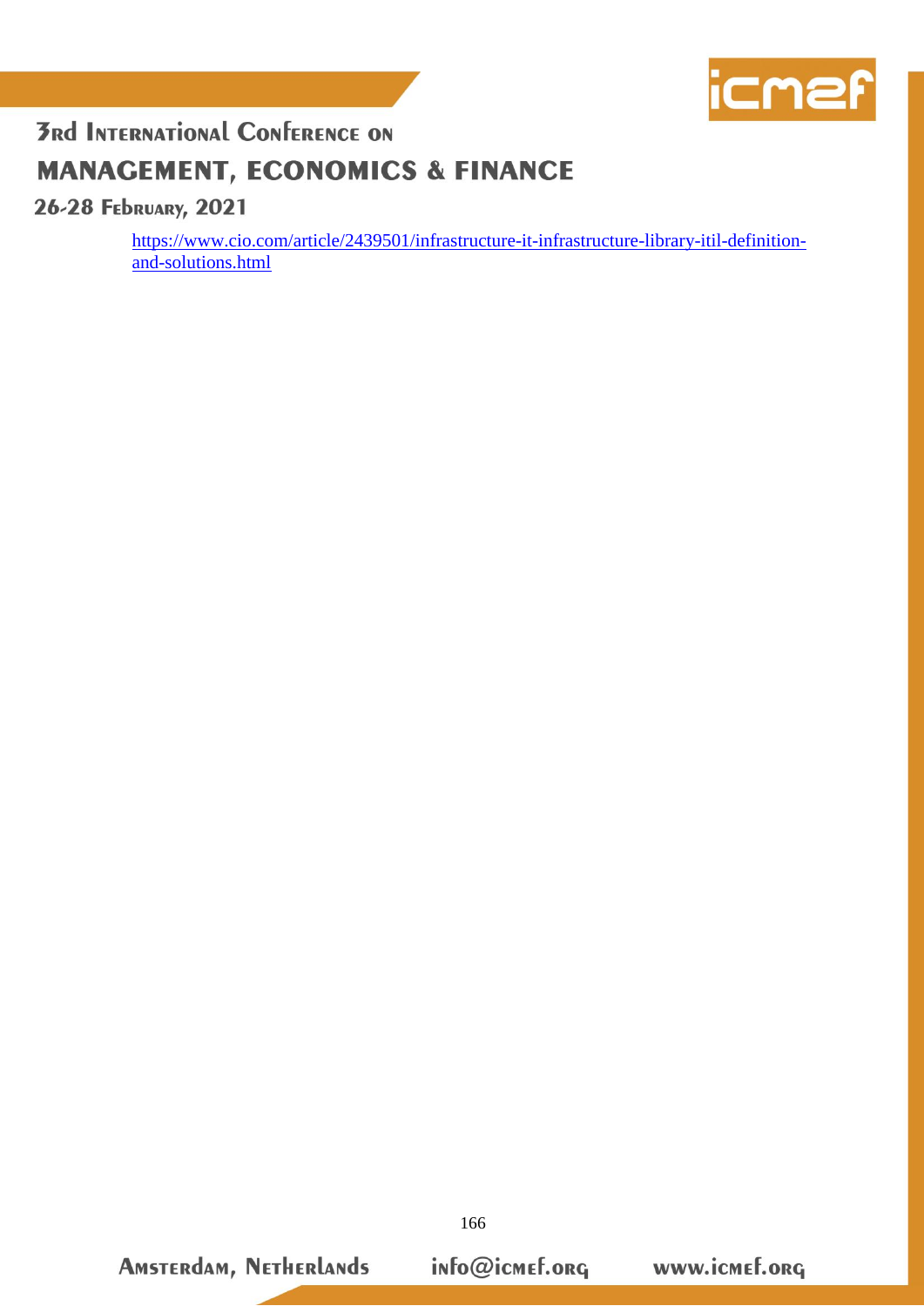https://www.cio.com/article/2439501/infrastructure-it-infrastructure-library-itil-definition-and-solutions.html